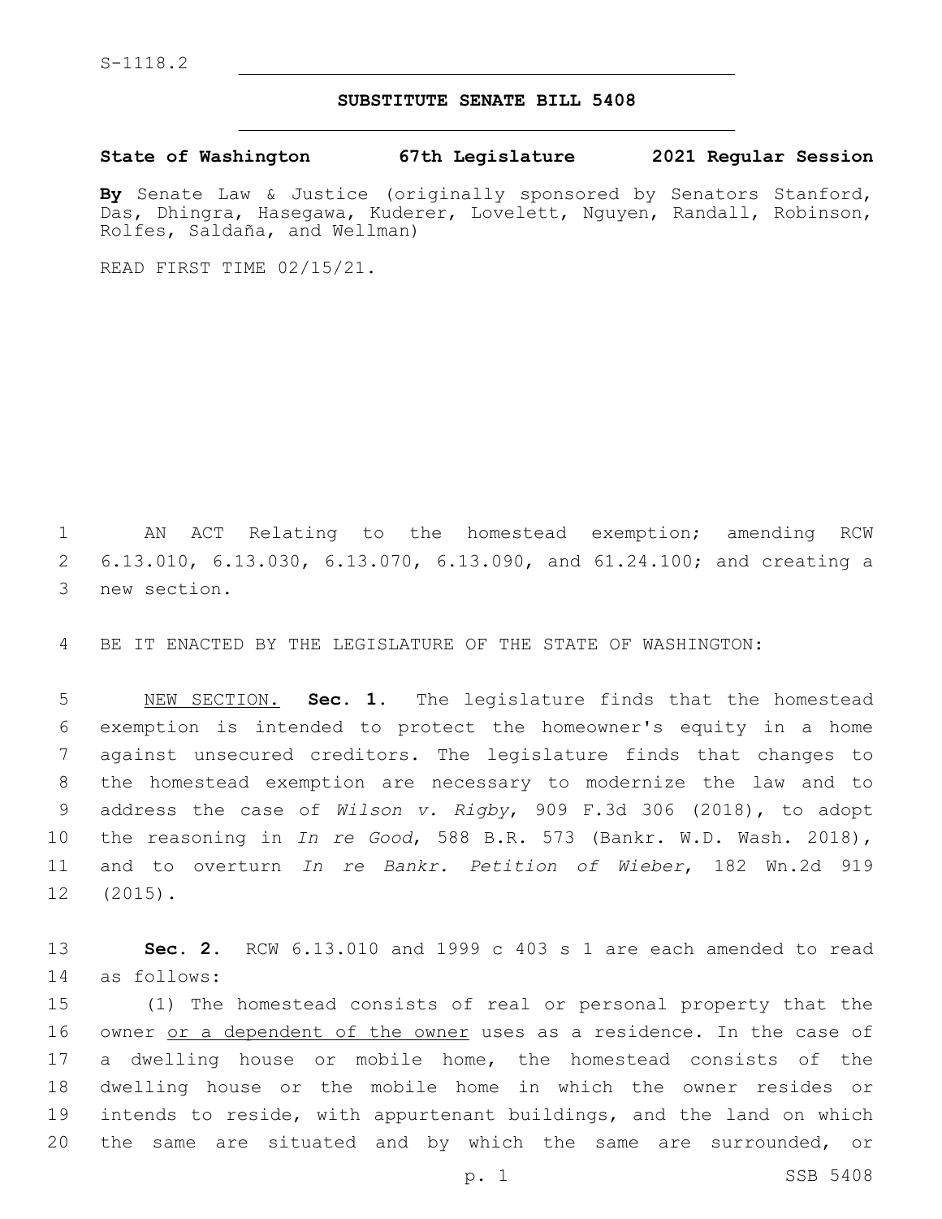S-1118.2

## SUBSTITUTE SENATE BILL 5408

**State of Washington 67th Legislature 2021 Regular Session**

**By** Senate Law & Justice (originally sponsored by Senators Stanford, Das, Dhingra, Hasegawa, Kuderer, Lovelett, Nguyen, Randall, Robinson, Rolfes, Saldaña, and Wellman)

READ FIRST TIME 02/15/21.

AN ACT Relating to the homestead exemption; amending RCW 6.13.010, 6.13.030, 6.13.070, 6.13.090, and 61.24.100; and creating a new section.

BE IT ENACTED BY THE LEGISLATURE OF THE STATE OF WASHINGTON:

<u>NEW SECTION.</u> **Sec. 1.** The legislature finds that the homestead exemption is intended to protect the homeowner's equity in a home against unsecured creditors. The legislature finds that changes to the homestead exemption are necessary to modernize the law and to address the case of *Wilson v. Rigby*, 909 F.3d 306 (2018), to adopt the reasoning in *In re Good*, 588 B.R. 573 (Bankr. W.D. Wash. 2018), and to overturn *In re Bankr. Petition of Wieber*, 182 Wn.2d 919 (2015).

**Sec. 2.** RCW 6.13.010 and 1999 c 403 s 1 are each amended to read as follows:

(1) The homestead consists of real or personal property that the owner <u>or a dependent of the owner</u> uses as a residence. In the case of a dwelling house or mobile home, the homestead consists of the dwelling house or the mobile home in which the owner resides or intends to reside, with appurtenant buildings, and the land on which the same are situated and by which the same are surrounded, or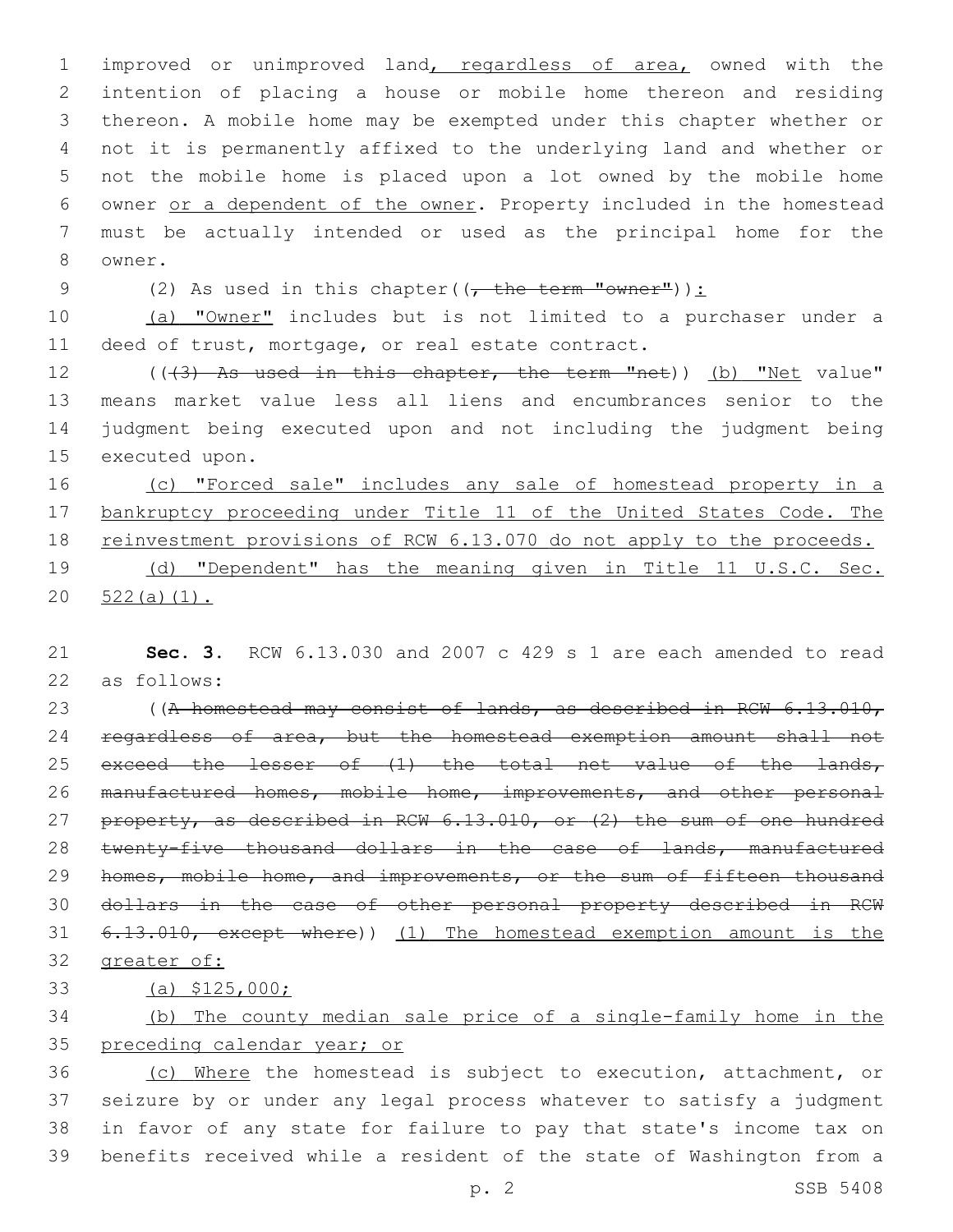improved or unimproved land, regardless of area, owned with the intention of placing a house or mobile home thereon and residing thereon. A mobile home may be exempted under this chapter whether or not it is permanently affixed to the underlying land and whether or not the mobile home is placed upon a lot owned by the mobile home owner or a dependent of the owner. Property included in the homestead must be actually intended or used as the principal home for the owner.

(2) As used in this chapter((, the term "owner")):

(a) "Owner" includes but is not limited to a purchaser under a deed of trust, mortgage, or real estate contract.

(((3) As used in this chapter, the term "net)) (b) "Net value" means market value less all liens and encumbrances senior to the judgment being executed upon and not including the judgment being executed upon.

(c) "Forced sale" includes any sale of homestead property in a bankruptcy proceeding under Title 11 of the United States Code. The reinvestment provisions of RCW 6.13.070 do not apply to the proceeds.

(d) "Dependent" has the meaning given in Title 11 U.S.C. Sec. 522(a)(1).

**Sec. 3.** RCW 6.13.030 and 2007 c 429 s 1 are each amended to read as follows:

((A homestead may consist of lands, as described in RCW 6.13.010, regardless of area, but the homestead exemption amount shall not exceed the lesser of (1) the total net value of the lands, manufactured homes, mobile home, improvements, and other personal property, as described in RCW 6.13.010, or (2) the sum of one hundred twenty-five thousand dollars in the case of lands, manufactured homes, mobile home, and improvements, or the sum of fifteen thousand dollars in the case of other personal property described in RCW 6.13.010, except where)) (1) The homestead exemption amount is the greater of:

(a) $125,000;

(b) The county median sale price of a single-family home in the preceding calendar year; or

(c) Where the homestead is subject to execution, attachment, or seizure by or under any legal process whatever to satisfy a judgment in favor of any state for failure to pay that state's income tax on benefits received while a resident of the state of Washington from a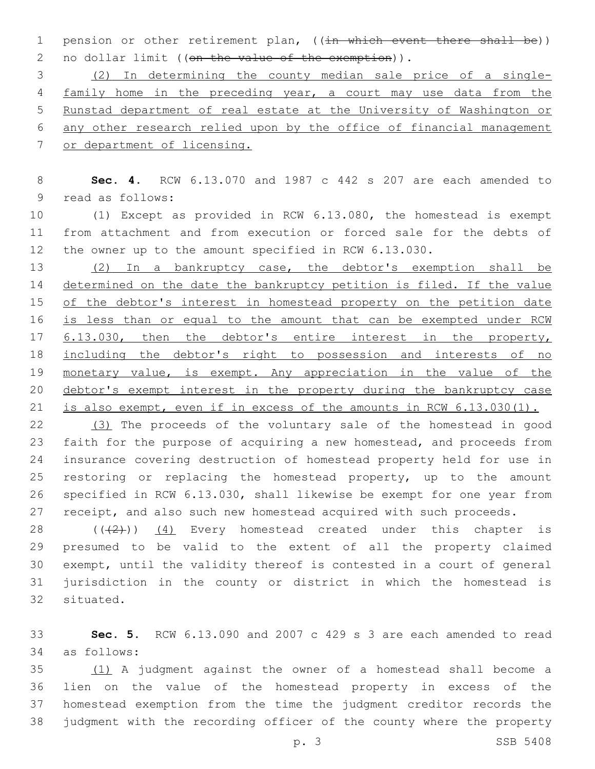pension or other retirement plan, ((~~in which event there shall be~~)) no dollar limit ((~~on the value of the exemption~~)).

<u>(2) In determining the county median sale price of a single-family home in the preceding year, a court may use data from the Runstad department of real estate at the University of Washington or any other research relied upon by the office of financial management or department of licensing.</u>

**Sec. 4.** RCW 6.13.070 and 1987 c 442 s 207 are each amended to read as follows:

(1) Except as provided in RCW 6.13.080, the homestead is exempt from attachment and from execution or forced sale for the debts of the owner up to the amount specified in RCW 6.13.030.

<u>(2) In a bankruptcy case, the debtor's exemption shall be determined on the date the bankruptcy petition is filed. If the value of the debtor's interest in homestead property on the petition date is less than or equal to the amount that can be exempted under RCW 6.13.030, then the debtor's entire interest in the property, including the debtor's right to possession and interests of no monetary value, is exempt. Any appreciation in the value of the debtor's exempt interest in the property during the bankruptcy case is also exempt, even if in excess of the amounts in RCW 6.13.030(1).</u>

<u>(3)</u> The proceeds of the voluntary sale of the homestead in good faith for the purpose of acquiring a new homestead, and proceeds from insurance covering destruction of homestead property held for use in restoring or replacing the homestead property, up to the amount specified in RCW 6.13.030, shall likewise be exempt for one year from receipt, and also such new homestead acquired with such proceeds.

((~~(2)~~)) <u>(4)</u> Every homestead created under this chapter is presumed to be valid to the extent of all the property claimed exempt, until the validity thereof is contested in a court of general jurisdiction in the county or district in which the homestead is situated.

**Sec. 5.** RCW 6.13.090 and 2007 c 429 s 3 are each amended to read as follows:

<u>(1)</u> A judgment against the owner of a homestead shall become a lien on the value of the homestead property in excess of the homestead exemption from the time the judgment creditor records the judgment with the recording officer of the county where the property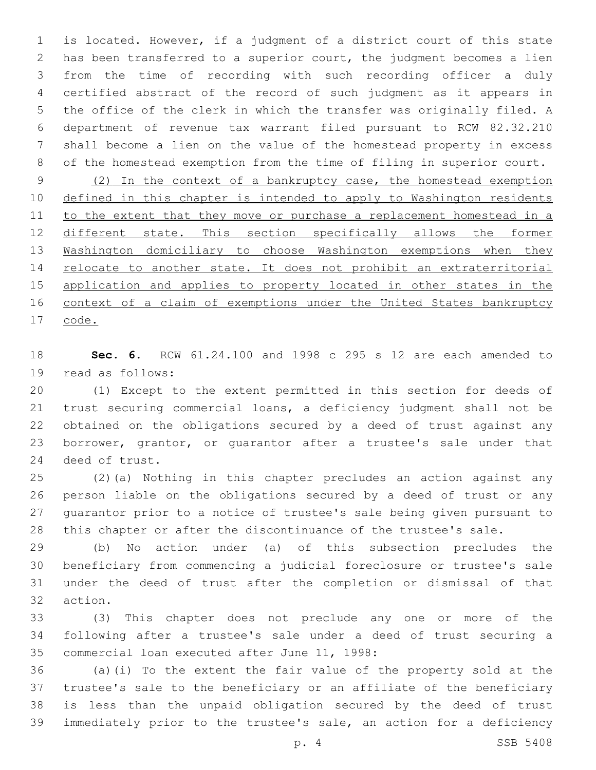is located. However, if a judgment of a district court of this state has been transferred to a superior court, the judgment becomes a lien from the time of recording with such recording officer a duly certified abstract of the record of such judgment as it appears in the office of the clerk in which the transfer was originally filed. A department of revenue tax warrant filed pursuant to RCW 82.32.210 shall become a lien on the value of the homestead property in excess of the homestead exemption from the time of filing in superior court.

(2) In the context of a bankruptcy case, the homestead exemption defined in this chapter is intended to apply to Washington residents to the extent that they move or purchase a replacement homestead in a different state. This section specifically allows the former Washington domiciliary to choose Washington exemptions when they relocate to another state. It does not prohibit an extraterritorial application and applies to property located in other states in the context of a claim of exemptions under the United States bankruptcy code.

**Sec. 6.** RCW 61.24.100 and 1998 c 295 s 12 are each amended to read as follows:

(1) Except to the extent permitted in this section for deeds of trust securing commercial loans, a deficiency judgment shall not be obtained on the obligations secured by a deed of trust against any borrower, grantor, or guarantor after a trustee's sale under that deed of trust.

(2)(a) Nothing in this chapter precludes an action against any person liable on the obligations secured by a deed of trust or any guarantor prior to a notice of trustee's sale being given pursuant to this chapter or after the discontinuance of the trustee's sale.

(b) No action under (a) of this subsection precludes the beneficiary from commencing a judicial foreclosure or trustee's sale under the deed of trust after the completion or dismissal of that action.

(3) This chapter does not preclude any one or more of the following after a trustee's sale under a deed of trust securing a commercial loan executed after June 11, 1998:

(a)(i) To the extent the fair value of the property sold at the trustee's sale to the beneficiary or an affiliate of the beneficiary is less than the unpaid obligation secured by the deed of trust immediately prior to the trustee's sale, an action for a deficiency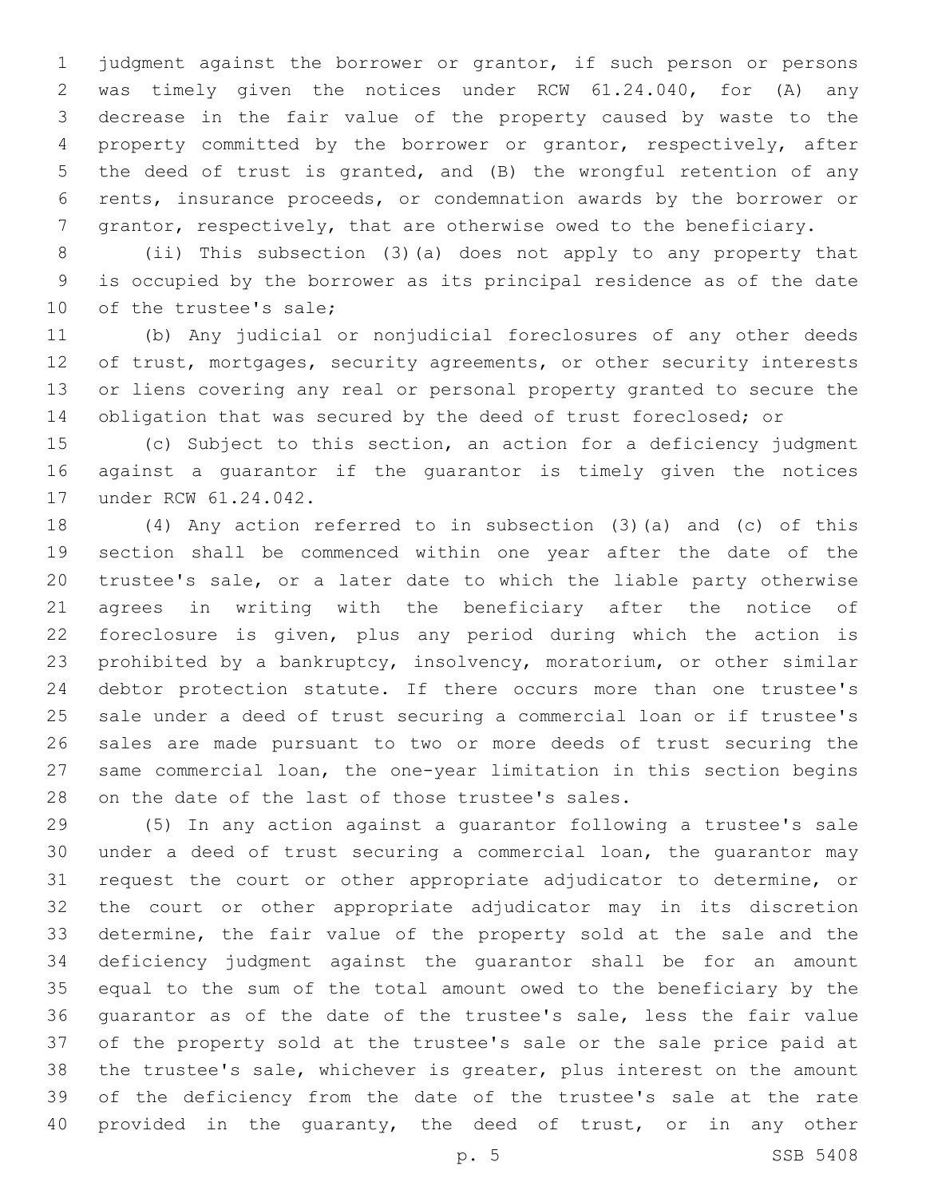judgment against the borrower or grantor, if such person or persons was timely given the notices under RCW 61.24.040, for (A) any decrease in the fair value of the property caused by waste to the property committed by the borrower or grantor, respectively, after the deed of trust is granted, and (B) the wrongful retention of any rents, insurance proceeds, or condemnation awards by the borrower or grantor, respectively, that are otherwise owed to the beneficiary.

(ii) This subsection (3)(a) does not apply to any property that is occupied by the borrower as its principal residence as of the date of the trustee's sale;

(b) Any judicial or nonjudicial foreclosures of any other deeds of trust, mortgages, security agreements, or other security interests or liens covering any real or personal property granted to secure the obligation that was secured by the deed of trust foreclosed; or

(c) Subject to this section, an action for a deficiency judgment against a guarantor if the guarantor is timely given the notices under RCW 61.24.042.

(4) Any action referred to in subsection (3)(a) and (c) of this section shall be commenced within one year after the date of the trustee's sale, or a later date to which the liable party otherwise agrees in writing with the beneficiary after the notice of foreclosure is given, plus any period during which the action is prohibited by a bankruptcy, insolvency, moratorium, or other similar debtor protection statute. If there occurs more than one trustee's sale under a deed of trust securing a commercial loan or if trustee's sales are made pursuant to two or more deeds of trust securing the same commercial loan, the one-year limitation in this section begins on the date of the last of those trustee's sales.

(5) In any action against a guarantor following a trustee's sale under a deed of trust securing a commercial loan, the guarantor may request the court or other appropriate adjudicator to determine, or the court or other appropriate adjudicator may in its discretion determine, the fair value of the property sold at the sale and the deficiency judgment against the guarantor shall be for an amount equal to the sum of the total amount owed to the beneficiary by the guarantor as of the date of the trustee's sale, less the fair value of the property sold at the trustee's sale or the sale price paid at the trustee's sale, whichever is greater, plus interest on the amount of the deficiency from the date of the trustee's sale at the rate provided in the guaranty, the deed of trust, or in any other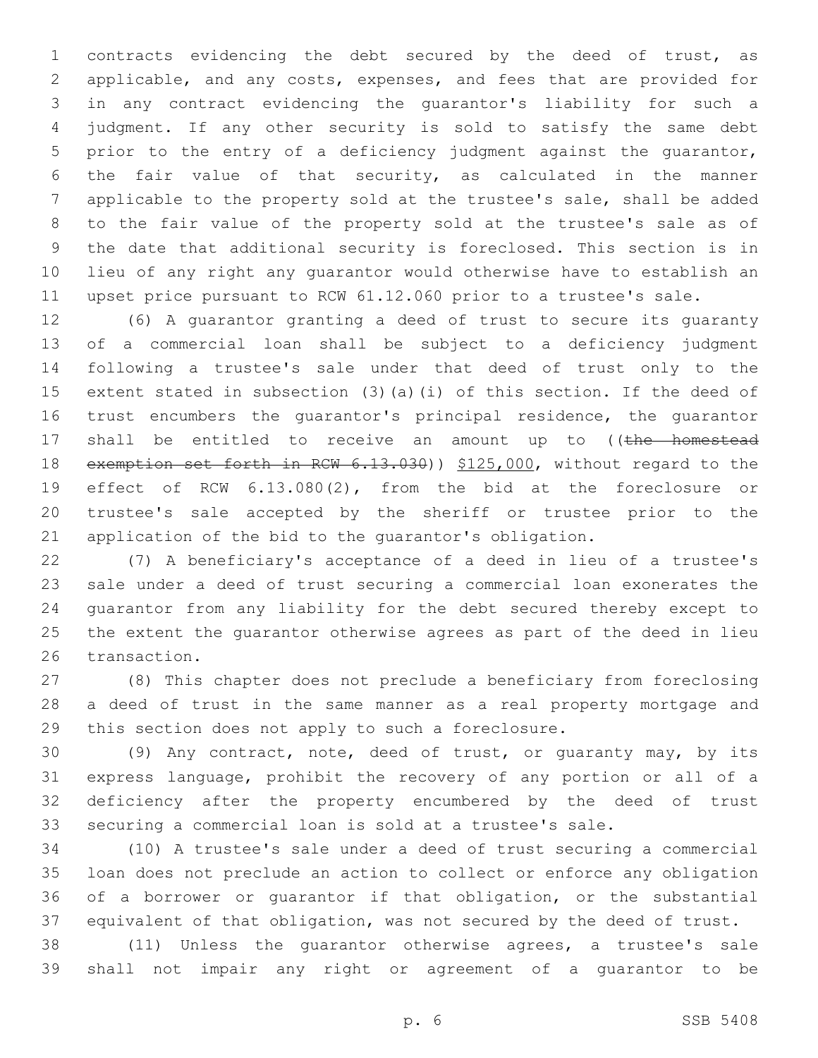contracts evidencing the debt secured by the deed of trust, as applicable, and any costs, expenses, and fees that are provided for in any contract evidencing the guarantor's liability for such a judgment. If any other security is sold to satisfy the same debt prior to the entry of a deficiency judgment against the guarantor, the fair value of that security, as calculated in the manner applicable to the property sold at the trustee's sale, shall be added to the fair value of the property sold at the trustee's sale as of the date that additional security is foreclosed. This section is in lieu of any right any guarantor would otherwise have to establish an upset price pursuant to RCW 61.12.060 prior to a trustee's sale.

(6) A guarantor granting a deed of trust to secure its guaranty of a commercial loan shall be subject to a deficiency judgment following a trustee's sale under that deed of trust only to the extent stated in subsection (3)(a)(i) of this section. If the deed of trust encumbers the guarantor's principal residence, the guarantor shall be entitled to receive an amount up to ((~~the homestead exemption set forth in RCW 6.13.030~~)) <u>$125,000</u>, without regard to the effect of RCW 6.13.080(2), from the bid at the foreclosure or trustee's sale accepted by the sheriff or trustee prior to the application of the bid to the guarantor's obligation.

(7) A beneficiary's acceptance of a deed in lieu of a trustee's sale under a deed of trust securing a commercial loan exonerates the guarantor from any liability for the debt secured thereby except to the extent the guarantor otherwise agrees as part of the deed in lieu transaction.

(8) This chapter does not preclude a beneficiary from foreclosing a deed of trust in the same manner as a real property mortgage and this section does not apply to such a foreclosure.

(9) Any contract, note, deed of trust, or guaranty may, by its express language, prohibit the recovery of any portion or all of a deficiency after the property encumbered by the deed of trust securing a commercial loan is sold at a trustee's sale.

(10) A trustee's sale under a deed of trust securing a commercial loan does not preclude an action to collect or enforce any obligation of a borrower or guarantor if that obligation, or the substantial equivalent of that obligation, was not secured by the deed of trust.

(11) Unless the guarantor otherwise agrees, a trustee's sale shall not impair any right or agreement of a guarantor to be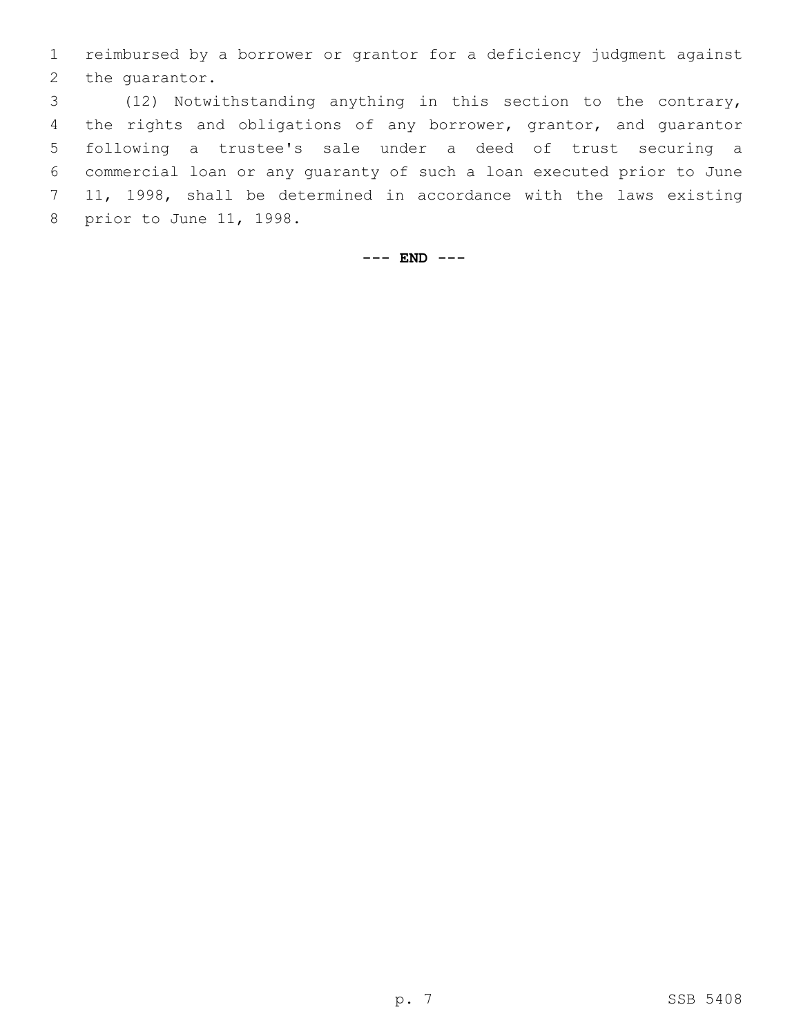reimbursed by a borrower or grantor for a deficiency judgment against the guarantor.

(12) Notwithstanding anything in this section to the contrary, the rights and obligations of any borrower, grantor, and guarantor following a trustee's sale under a deed of trust securing a commercial loan or any guaranty of such a loan executed prior to June 11, 1998, shall be determined in accordance with the laws existing prior to June 11, 1998.

**--- END ---**